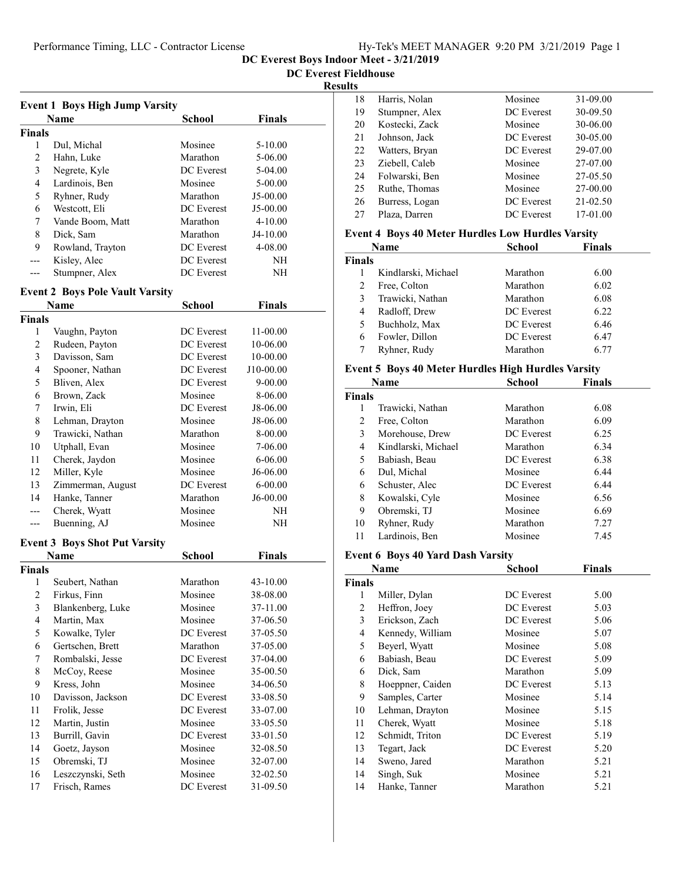# DC Everest Boys Indoor Meet - 3/21/2019

## DC Everest Fieldhouse

## Results

### Event 1 Boys High Jump Varsity

| | Name | School | Finals |
|---|---|---|---|
| **Finals** | | | |
| 1 | Dul, Michal | Mosinee | 5-10.00 |
| 2 | Hahn, Luke | Marathon | 5-06.00 |
| 3 | Negrete, Kyle | DC Everest | 5-04.00 |
| 4 | Lardinois, Ben | Mosinee | 5-00.00 |
| 5 | Ryhner, Rudy | Marathon | J5-00.00 |
| 6 | Westcott, Eli | DC Everest | J5-00.00 |
| 7 | Vande Boom, Matt | Marathon | 4-10.00 |
| 8 | Dick, Sam | Marathon | J4-10.00 |
| 9 | Rowland, Trayton | DC Everest | 4-08.00 |
| --- | Kisley, Alec | DC Everest | NH |
| --- | Stumpner, Alex | DC Everest | NH |

### Event 2 Boys Pole Vault Varsity

| | Name | School | Finals |
|---|---|---|---|
| **Finals** | | | |
| 1 | Vaughn, Payton | DC Everest | 11-00.00 |
| 2 | Rudeen, Payton | DC Everest | 10-06.00 |
| 3 | Davisson, Sam | DC Everest | 10-00.00 |
| 4 | Spooner, Nathan | DC Everest | J10-00.00 |
| 5 | Bliven, Alex | DC Everest | 9-00.00 |
| 6 | Brown, Zack | Mosinee | 8-06.00 |
| 7 | Irwin, Eli | DC Everest | J8-06.00 |
| 8 | Lehman, Drayton | Mosinee | J8-06.00 |
| 9 | Trawicki, Nathan | Marathon | 8-00.00 |
| 10 | Utphall, Evan | Mosinee | 7-06.00 |
| 11 | Cherek, Jaydon | Mosinee | 6-06.00 |
| 12 | Miller, Kyle | Mosinee | J6-06.00 |
| 13 | Zimmerman, August | DC Everest | 6-00.00 |
| 14 | Hanke, Tanner | Marathon | J6-00.00 |
| --- | Cherek, Wyatt | Mosinee | NH |
| --- | Buenning, AJ | Mosinee | NH |

### Event 3 Boys Shot Put Varsity

| | Name | School | Finals |
|---|---|---|---|
| **Finals** | | | |
| 1 | Seubert, Nathan | Marathon | 43-10.00 |
| 2 | Firkus, Finn | Mosinee | 38-08.00 |
| 3 | Blankenberg, Luke | Mosinee | 37-11.00 |
| 4 | Martin, Max | Mosinee | 37-06.50 |
| 5 | Kowalke, Tyler | DC Everest | 37-05.50 |
| 6 | Gertschen, Brett | Marathon | 37-05.00 |
| 7 | Rombalski, Jesse | DC Everest | 37-04.00 |
| 8 | McCoy, Reese | Mosinee | 35-00.50 |
| 9 | Kress, John | Mosinee | 34-06.50 |
| 10 | Davisson, Jackson | DC Everest | 33-08.50 |
| 11 | Frolik, Jesse | DC Everest | 33-07.00 |
| 12 | Martin, Justin | Mosinee | 33-05.50 |
| 13 | Burrill, Gavin | DC Everest | 33-01.50 |
| 14 | Goetz, Jayson | Mosinee | 32-08.50 |
| 15 | Obremski, TJ | Mosinee | 32-07.00 |
| 16 | Leszczynski, Seth | Mosinee | 32-02.50 |
| 17 | Frisch, Rames | DC Everest | 31-09.50 |
| 18 | Harris, Nolan | Mosinee | 31-09.00 |
| 19 | Stumpner, Alex | DC Everest | 30-09.50 |
| 20 | Kostecki, Zack | Mosinee | 30-06.00 |
| 21 | Johnson, Jack | DC Everest | 30-05.00 |
| 22 | Watters, Bryan | DC Everest | 29-07.00 |
| 23 | Ziebell, Caleb | Mosinee | 27-07.00 |
| 24 | Folwarski, Ben | Mosinee | 27-05.50 |
| 25 | Ruthe, Thomas | Mosinee | 27-00.00 |
| 26 | Burress, Logan | DC Everest | 21-02.50 |
| 27 | Plaza, Darren | DC Everest | 17-01.00 |

### Event 4 Boys 40 Meter Hurdles Low Hurdles Varsity

| | Name | School | Finals |
|---|---|---|---|
| **Finals** | | | |
| 1 | Kindlarski, Michael | Marathon | 6.00 |
| 2 | Free, Colton | Marathon | 6.02 |
| 3 | Trawicki, Nathan | Marathon | 6.08 |
| 4 | Radloff, Drew | DC Everest | 6.22 |
| 5 | Buchholz, Max | DC Everest | 6.46 |
| 6 | Fowler, Dillon | DC Everest | 6.47 |
| 7 | Ryhner, Rudy | Marathon | 6.77 |

### Event 5 Boys 40 Meter Hurdles High Hurdles Varsity

| | Name | School | Finals |
|---|---|---|---|
| **Finals** | | | |
| 1 | Trawicki, Nathan | Marathon | 6.08 |
| 2 | Free, Colton | Marathon | 6.09 |
| 3 | Morehouse, Drew | DC Everest | 6.25 |
| 4 | Kindlarski, Michael | Marathon | 6.34 |
| 5 | Babiash, Beau | DC Everest | 6.38 |
| 6 | Dul, Michal | Mosinee | 6.44 |
| 6 | Schuster, Alec | DC Everest | 6.44 |
| 8 | Kowalski, Cyle | Mosinee | 6.56 |
| 9 | Obremski, TJ | Mosinee | 6.69 |
| 10 | Ryhner, Rudy | Marathon | 7.27 |
| 11 | Lardinois, Ben | Mosinee | 7.45 |

### Event 6 Boys 40 Yard Dash Varsity

| | Name | School | Finals |
|---|---|---|---|
| **Finals** | | | |
| 1 | Miller, Dylan | DC Everest | 5.00 |
| 2 | Heffron, Joey | DC Everest | 5.03 |
| 3 | Erickson, Zach | DC Everest | 5.06 |
| 4 | Kennedy, William | Mosinee | 5.07 |
| 5 | Beyerl, Wyatt | Mosinee | 5.08 |
| 6 | Babiash, Beau | DC Everest | 5.09 |
| 6 | Dick, Sam | Marathon | 5.09 |
| 8 | Hoeppner, Caiden | DC Everest | 5.13 |
| 9 | Samples, Carter | Mosinee | 5.14 |
| 10 | Lehman, Drayton | Mosinee | 5.15 |
| 11 | Cherek, Wyatt | Mosinee | 5.18 |
| 12 | Schmidt, Triton | DC Everest | 5.19 |
| 13 | Tegart, Jack | DC Everest | 5.20 |
| 14 | Sweno, Jared | Marathon | 5.21 |
| 14 | Singh, Suk | Mosinee | 5.21 |
| 14 | Hanke, Tanner | Marathon | 5.21 |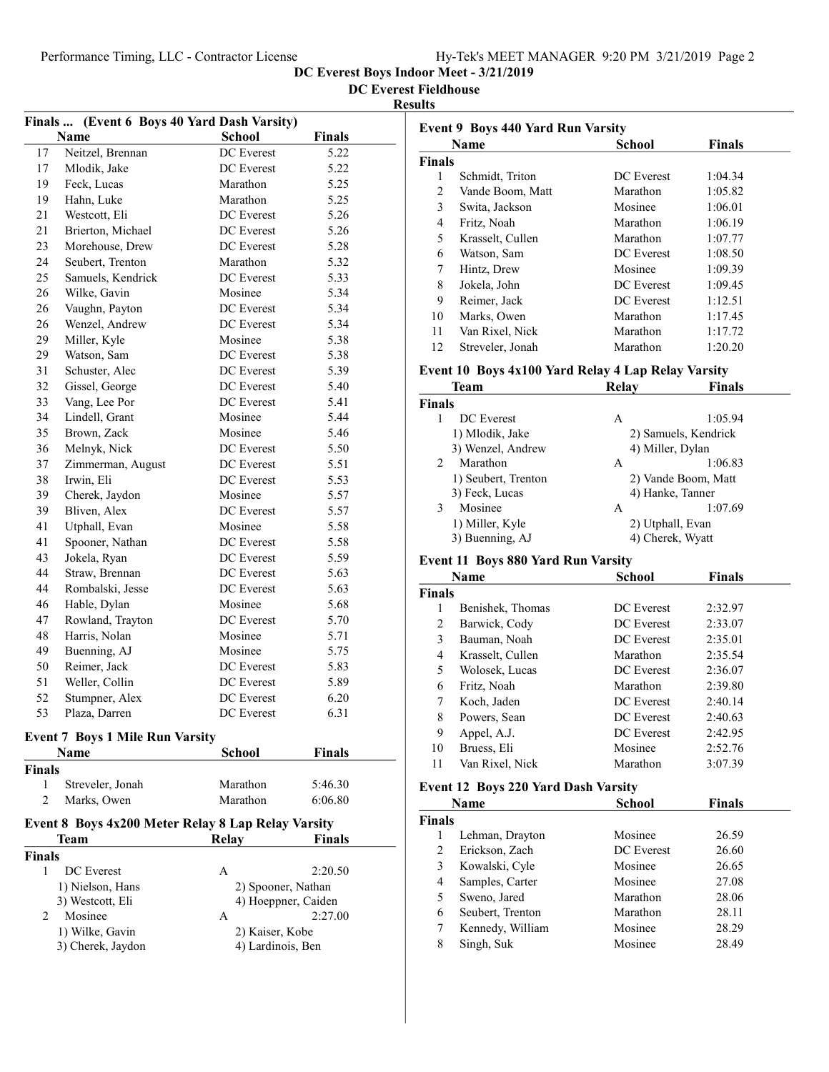DC Everest Boys Indoor Meet - 3/21/2019

DC Everest Fieldhouse

Results

### Finals ... (Event 6 Boys 40 Yard Dash Varsity)

| | Name | School | Finals |
|---|---|---|---|
| 17 | Neitzel, Brennan | DC Everest | 5.22 |
| 17 | Mlodik, Jake | DC Everest | 5.22 |
| 19 | Feck, Lucas | Marathon | 5.25 |
| 19 | Hahn, Luke | Marathon | 5.25 |
| 21 | Westcott, Eli | DC Everest | 5.26 |
| 21 | Brierton, Michael | DC Everest | 5.26 |
| 23 | Morehouse, Drew | DC Everest | 5.28 |
| 24 | Seubert, Trenton | Marathon | 5.32 |
| 25 | Samuels, Kendrick | DC Everest | 5.33 |
| 26 | Wilke, Gavin | Mosinee | 5.34 |
| 26 | Vaughn, Payton | DC Everest | 5.34 |
| 26 | Wenzel, Andrew | DC Everest | 5.34 |
| 29 | Miller, Kyle | Mosinee | 5.38 |
| 29 | Watson, Sam | DC Everest | 5.38 |
| 31 | Schuster, Alec | DC Everest | 5.39 |
| 32 | Gissel, George | DC Everest | 5.40 |
| 33 | Vang, Lee Por | DC Everest | 5.41 |
| 34 | Lindell, Grant | Mosinee | 5.44 |
| 35 | Brown, Zack | Mosinee | 5.46 |
| 36 | Melnyk, Nick | DC Everest | 5.50 |
| 37 | Zimmerman, August | DC Everest | 5.51 |
| 38 | Irwin, Eli | DC Everest | 5.53 |
| 39 | Cherek, Jaydon | Mosinee | 5.57 |
| 39 | Bliven, Alex | DC Everest | 5.57 |
| 41 | Utphall, Evan | Mosinee | 5.58 |
| 41 | Spooner, Nathan | DC Everest | 5.58 |
| 43 | Jokela, Ryan | DC Everest | 5.59 |
| 44 | Straw, Brennan | DC Everest | 5.63 |
| 44 | Rombalski, Jesse | DC Everest | 5.63 |
| 46 | Hable, Dylan | Mosinee | 5.68 |
| 47 | Rowland, Trayton | DC Everest | 5.70 |
| 48 | Harris, Nolan | Mosinee | 5.71 |
| 49 | Buenning, AJ | Mosinee | 5.75 |
| 50 | Reimer, Jack | DC Everest | 5.83 |
| 51 | Weller, Collin | DC Everest | 5.89 |
| 52 | Stumpner, Alex | DC Everest | 6.20 |
| 53 | Plaza, Darren | DC Everest | 6.31 |

### Event 7 Boys 1 Mile Run Varsity

| | Name | School | Finals |
|---|---|---|---|
| **Finals** | | | |
| 1 | Streveler, Jonah | Marathon | 5:46.30 |
| 2 | Marks, Owen | Marathon | 6:06.80 |

### Event 8 Boys 4x200 Meter Relay 8 Lap Relay Varsity

| | Team | Relay | Finals |
|---|---|---|---|
| **Finals** | | | |
| 1 | DC Everest | A | 2:20.50 |
| | 1) Nielson, Hans | 2) Spooner, Nathan | |
| | 3) Westcott, Eli | 4) Hoeppner, Caiden | |
| 2 | Mosinee | A | 2:27.00 |
| | 1) Wilke, Gavin | 2) Kaiser, Kobe | |
| | 3) Cherek, Jaydon | 4) Lardinois, Ben | |

### Event 9 Boys 440 Yard Run Varsity

| | Name | School | Finals |
|---|---|---|---|
| **Finals** | | | |
| 1 | Schmidt, Triton | DC Everest | 1:04.34 |
| 2 | Vande Boom, Matt | Marathon | 1:05.82 |
| 3 | Swita, Jackson | Mosinee | 1:06.01 |
| 4 | Fritz, Noah | Marathon | 1:06.19 |
| 5 | Krasselt, Cullen | Marathon | 1:07.77 |
| 6 | Watson, Sam | DC Everest | 1:08.50 |
| 7 | Hintz, Drew | Mosinee | 1:09.39 |
| 8 | Jokela, John | DC Everest | 1:09.45 |
| 9 | Reimer, Jack | DC Everest | 1:12.51 |
| 10 | Marks, Owen | Marathon | 1:17.45 |
| 11 | Van Rixel, Nick | Marathon | 1:17.72 |
| 12 | Streveler, Jonah | Marathon | 1:20.20 |

### Event 10 Boys 4x100 Yard Relay 4 Lap Relay Varsity

| | Team | Relay | Finals |
|---|---|---|---|
| **Finals** | | | |
| 1 | DC Everest | A | 1:05.94 |
| | 1) Mlodik, Jake | 2) Samuels, Kendrick | |
| | 3) Wenzel, Andrew | 4) Miller, Dylan | |
| 2 | Marathon | A | 1:06.83 |
| | 1) Seubert, Trenton | 2) Vande Boom, Matt | |
| | 3) Feck, Lucas | 4) Hanke, Tanner | |
| 3 | Mosinee | A | 1:07.69 |
| | 1) Miller, Kyle | 2) Utphall, Evan | |
| | 3) Buenning, AJ | 4) Cherek, Wyatt | |

### Event 11 Boys 880 Yard Run Varsity

| | Name | School | Finals |
|---|---|---|---|
| **Finals** | | | |
| 1 | Benishek, Thomas | DC Everest | 2:32.97 |
| 2 | Barwick, Cody | DC Everest | 2:33.07 |
| 3 | Bauman, Noah | DC Everest | 2:35.01 |
| 4 | Krasselt, Cullen | Marathon | 2:35.54 |
| 5 | Wolosek, Lucas | DC Everest | 2:36.07 |
| 6 | Fritz, Noah | Marathon | 2:39.80 |
| 7 | Koch, Jaden | DC Everest | 2:40.14 |
| 8 | Powers, Sean | DC Everest | 2:40.63 |
| 9 | Appel, A.J. | DC Everest | 2:42.95 |
| 10 | Bruess, Eli | Mosinee | 2:52.76 |
| 11 | Van Rixel, Nick | Marathon | 3:07.39 |

### Event 12 Boys 220 Yard Dash Varsity

| | Name | School | Finals |
|---|---|---|---|
| **Finals** | | | |
| 1 | Lehman, Drayton | Mosinee | 26.59 |
| 2 | Erickson, Zach | DC Everest | 26.60 |
| 3 | Kowalski, Cyle | Mosinee | 26.65 |
| 4 | Samples, Carter | Mosinee | 27.08 |
| 5 | Sweno, Jared | Marathon | 28.06 |
| 6 | Seubert, Trenton | Marathon | 28.11 |
| 7 | Kennedy, William | Mosinee | 28.29 |
| 8 | Singh, Suk | Mosinee | 28.49 |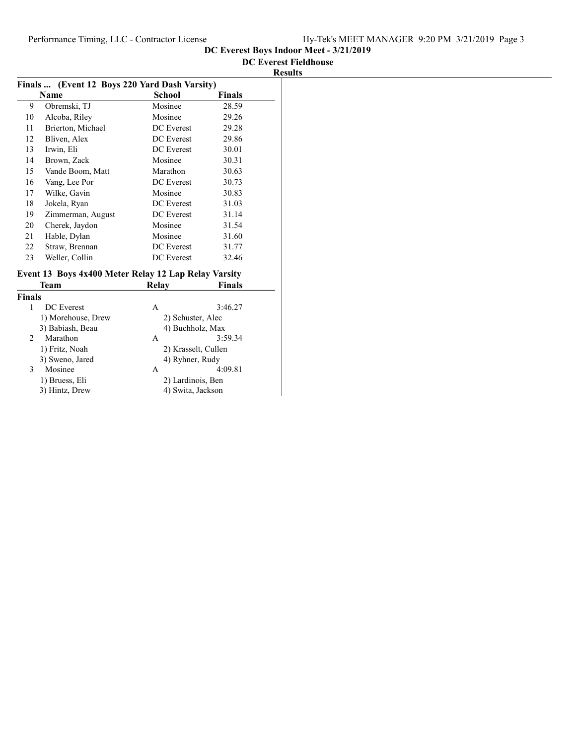**DC Everest Boys Indoor Meet - 3/21/2019**

**DC Everest Fieldhouse**

**Results**

### Finals ... (Event 12 Boys 220 Yard Dash Varsity)

| | Name | School | Finals |
|---|---|---|---|
| 9 | Obremski, TJ | Mosinee | 28.59 |
| 10 | Alcoba, Riley | Mosinee | 29.26 |
| 11 | Brierton, Michael | DC Everest | 29.28 |
| 12 | Bliven, Alex | DC Everest | 29.86 |
| 13 | Irwin, Eli | DC Everest | 30.01 |
| 14 | Brown, Zack | Mosinee | 30.31 |
| 15 | Vande Boom, Matt | Marathon | 30.63 |
| 16 | Vang, Lee Por | DC Everest | 30.73 |
| 17 | Wilke, Gavin | Mosinee | 30.83 |
| 18 | Jokela, Ryan | DC Everest | 31.03 |
| 19 | Zimmerman, August | DC Everest | 31.14 |
| 20 | Cherek, Jaydon | Mosinee | 31.54 |
| 21 | Hable, Dylan | Mosinee | 31.60 |
| 22 | Straw, Brennan | DC Everest | 31.77 |
| 23 | Weller, Collin | DC Everest | 32.46 |

### Event 13 Boys 4x400 Meter Relay 12 Lap Relay Varsity

**Finals**

| | Team | Relay | Finals |
|---|---|---|---|
| 1 | DC Everest | A | 3:46.27 |
| | 1) Morehouse, Drew | 2) Schuster, Alec | |
| | 3) Babiash, Beau | 4) Buchholz, Max | |
| 2 | Marathon | A | 3:59.34 |
| | 1) Fritz, Noah | 2) Krasselt, Cullen | |
| | 3) Sweno, Jared | 4) Ryhner, Rudy | |
| 3 | Mosinee | A | 4:09.81 |
| | 1) Bruess, Eli | 2) Lardinois, Ben | |
| | 3) Hintz, Drew | 4) Swita, Jackson | |